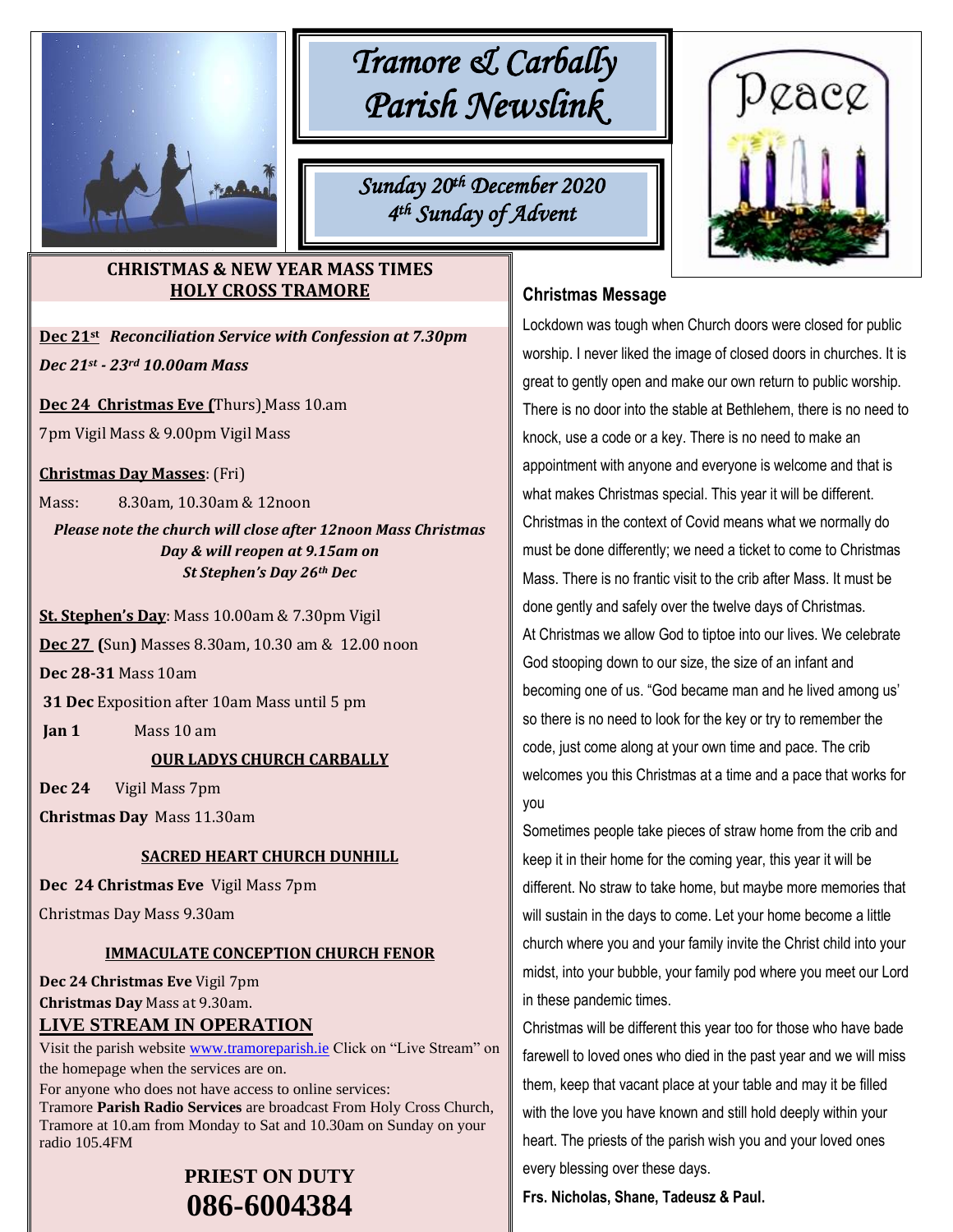# Tramore & Carbally Parish Newslink

*Sunday 20th December 2020*
*4th Sunday of Advent*

Peace

## CHRISTMAS & NEW YEAR MASS TIMES
### HOLY CROSS TRAMORE

**Dec 21st** ***Reconciliation Service with Confession at 7.30pm***

***Dec 21st - 23rd 10.00am Mass***

**Dec 24 Christmas Eve (**Thurs) Mass 10.am

7pm Vigil Mass & 9.00pm Vigil Mass

**Christmas Day Masses**: (Fri)

Mass: 8.30am, 10.30am & 12noon

***Please note the church will close after 12noon Mass Christmas Day & will reopen at 9.15am on St Stephen's Day 26th Dec***

**St. Stephen's Day**: Mass 10.00am & 7.30pm Vigil

**Dec 27 (**Sun**)** Masses 8.30am, 10.30 am & 12.00 noon

**Dec 28-31** Mass 10am

**31 Dec** Exposition after 10am Mass until 5 pm

**Jan 1** Mass 10 am

### OUR LADYS CHURCH CARBALLY

**Dec 24** Vigil Mass 7pm

**Christmas Day** Mass 11.30am

### SACRED HEART CHURCH DUNHILL

**Dec 24 Christmas Eve** Vigil Mass 7pm

Christmas Day Mass 9.30am

### IMMACULATE CONCEPTION CHURCH FENOR

**Dec 24 Christmas Eve** Vigil 7pm

**Christmas Day** Mass at 9.30am.

### LIVE STREAM IN OPERATION

Visit the parish website www.tramoreparish.ie Click on "Live Stream" on the homepage when the services are on.

For anyone who does not have access to online services:

Tramore **Parish Radio Services** are broadcast From Holy Cross Church, Tramore at 10.am from Monday to Sat and 10.30am on Sunday on your radio 105.4FM

## PRIEST ON DUTY
## 086-6004384

## Christmas Message

Lockdown was tough when Church doors were closed for public worship. I never liked the image of closed doors in churches. It is great to gently open and make our own return to public worship. There is no door into the stable at Bethlehem, there is no need to knock, use a code or a key. There is no need to make an appointment with anyone and everyone is welcome and that is what makes Christmas special. This year it will be different. Christmas in the context of Covid means what we normally do must be done differently; we need a ticket to come to Christmas Mass. There is no frantic visit to the crib after Mass. It must be done gently and safely over the twelve days of Christmas.

At Christmas we allow God to tiptoe into our lives. We celebrate God stooping down to our size, the size of an infant and becoming one of us. "God became man and he lived among us' so there is no need to look for the key or try to remember the code, just come along at your own time and pace. The crib welcomes you this Christmas at a time and a pace that works for you

Sometimes people take pieces of straw home from the crib and keep it in their home for the coming year, this year it will be different. No straw to take home, but maybe more memories that will sustain in the days to come. Let your home become a little church where you and your family invite the Christ child into your midst, into your bubble, your family pod where you meet our Lord in these pandemic times.

Christmas will be different this year too for those who have bade farewell to loved ones who died in the past year and we will miss them, keep that vacant place at your table and may it be filled with the love you have known and still hold deeply within your heart. The priests of the parish wish you and your loved ones every blessing over these days.

**Frs. Nicholas, Shane, Tadeusz & Paul.**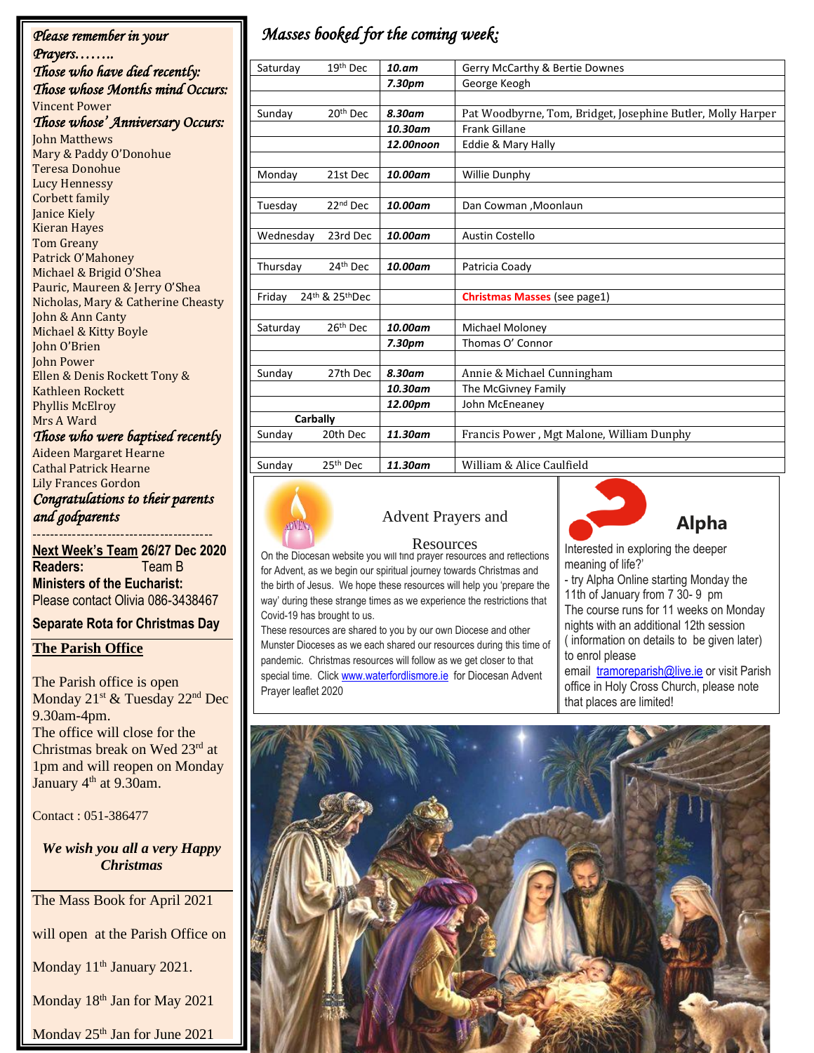*Please remember in your Prayers……..*

*Those who have died recently:*

*Those whose Months mind Occurs:*

Vincent Power

*Those whose' Anniversary Occurs:*

John Matthews
Mary & Paddy O'Donohue
Teresa Donohue
Lucy Hennessy
Corbett family
Janice Kiely
Kieran Hayes
Tom Greany
Patrick O'Mahoney
Michael & Brigid O'Shea
Pauric, Maureen & Jerry O'Shea
Nicholas, Mary & Catherine Cheasty
John & Ann Canty
Michael & Kitty Boyle
John O'Brien
John Power
Ellen & Denis Rockett Tony & Kathleen Rockett
Phyllis McElroy
Mrs A Ward

*Those who were baptised recently*

Aideen Margaret Hearne
Cathal Patrick Hearne
Lily Frances Gordon

*Congratulations to their parents and godparents*

---

**Next Week's Team 26/27 Dec 2020**

**Readers:** Team B

**Ministers of the Eucharist:**
Please contact Olivia 086-3438467

**Separate Rota for Christmas Day**

**The Parish Office**

The Parish office is open Monday 21st & Tuesday 22nd Dec 9.30am-4pm.
The office will close for the Christmas break on Wed 23rd at 1pm and will reopen on Monday January 4th at 9.30am.

Contact : 051-386477

***We wish you all a very Happy Christmas***

The Mass Book for April 2021 will open at the Parish Office on Monday 11th January 2021.

Monday 18th Jan for May 2021

Monday 25th Jan for June 2021

## *Masses booked for the coming week:*

| | | | |
|---|---|---|---|
| Saturday 19th Dec | ***10.am*** | Gerry McCarthy & Bertie Downes |
| | ***7.30pm*** | George Keogh |
| | | |
| Sunday 20th Dec | ***8.30am*** | Pat Woodbyrne, Tom, Bridget, Josephine Butler, Molly Harper |
| | ***10.30am*** | Frank Gillane |
| | ***12.00noon*** | Eddie & Mary Hally |
| | | |
| Monday 21st Dec | ***10.00am*** | Willie Dunphy |
| | | |
| Tuesday 22nd Dec | ***10.00am*** | Dan Cowman ,Moonlaun |
| | | |
| Wednesday 23rd Dec | ***10.00am*** | Austin Costello |
| | | |
| Thursday 24th Dec | ***10.00am*** | Patricia Coady |
| | | |
| Friday 24th & 25thDec | | **Christmas Masses** (see page1) |
| | | |
| Saturday 26th Dec | ***10.00am*** | Michael Moloney |
| | ***7.30pm*** | Thomas O' Connor |
| | | |
| Sunday 27th Dec | ***8.30am*** | Annie & Michael Cunningham |
| | ***10.30am*** | The McGivney Family |
| | ***12.00pm*** | John McEneaney |
| **Carbally** | | |
| Sunday 20th Dec | ***11.30am*** | Francis Power , Mgt Malone, William Dunphy |
| | | |
| Sunday 25th Dec | ***11.30am*** | William & Alice Caulfield |

### Advent Prayers and Resources

On the Diocesan website you will find prayer resources and reflections for Advent, as we begin our spiritual journey towards Christmas and the birth of Jesus. We hope these resources will help you 'prepare the way' during these strange times as we experience the restrictions that Covid-19 has brought to us.

These resources are shared to you by our own Diocese and other Munster Dioceses as we each shared our resources during this time of pandemic. Christmas resources will follow as we get closer to that special time. Click www.waterfordlismore.ie for Diocesan Advent Prayer leaflet 2020

### Alpha

Interested in exploring the deeper meaning of life?'

- try Alpha Online starting Monday the 11th of January from 7 30- 9 pm

The course runs for 11 weeks on Monday nights with an additional 12th session ( information on details to be given later) to enrol please email tramoreparish@live.ie or visit Parish office in Holy Cross Church, please note that places are limited!